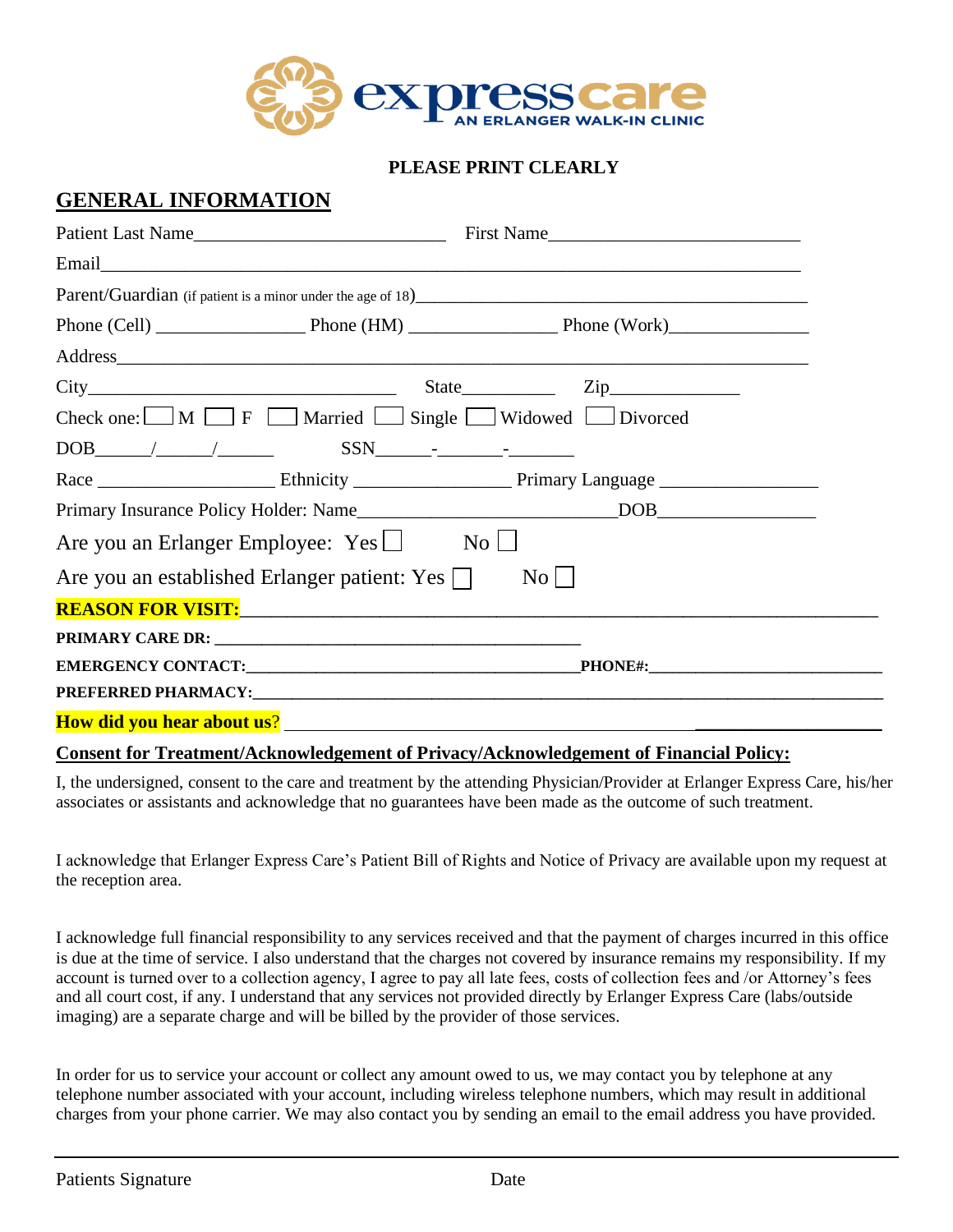expresscare
AN ERLANGER WALK-IN CLINIC

**PLEASE PRINT CLEARLY**

## GENERAL INFORMATION

Patient Last Name__________________________ First Name__________________________

Email___________________________________________________________________________

Parent/Guardian (if patient is a minor under the age of 18)____________________________________________

Phone (Cell) _______________ Phone (HM) _______________ Phone (Work)_______________

Address_________________________________________________________________________

City________________________________ State__________ Zip______________

Check one: ☐ M ☐ F ☐ Married ☐ Single ☐ Widowed ☐ Divorced

DOB______/______/______ SSN______-_______-_______

Race ___________________ Ethnicity ________________ Primary Language _________________

Primary Insurance Policy Holder: Name__________________________DOB________________

Are you an Erlanger Employee: Yes ☐ No ☐

Are you an established Erlanger patient: Yes ☐ No ☐

**REASON FOR VISIT:**_____________________________________________________________

**PRIMARY CARE DR:** ___________________________________________

**EMERGENCY CONTACT:**_______________________________________**PHONE#:**___________________________

**PREFERRED PHARMACY:**___________________________________________________________________

**How did you hear about us**? ___________________________________________________________

**Consent for Treatment/Acknowledgement of Privacy/Acknowledgement of Financial Policy:**

I, the undersigned, consent to the care and treatment by the attending Physician/Provider at Erlanger Express Care, his/her associates or assistants and acknowledge that no guarantees have been made as the outcome of such treatment.

I acknowledge that Erlanger Express Care's Patient Bill of Rights and Notice of Privacy are available upon my request at the reception area.

I acknowledge full financial responsibility to any services received and that the payment of charges incurred in this office is due at the time of service. I also understand that the charges not covered by insurance remains my responsibility. If my account is turned over to a collection agency, I agree to pay all late fees, costs of collection fees and /or Attorney's fees and all court cost, if any. I understand that any services not provided directly by Erlanger Express Care (labs/outside imaging) are a separate charge and will be billed by the provider of those services.

In order for us to service your account or collect any amount owed to us, we may contact you by telephone at any telephone number associated with your account, including wireless telephone numbers, which may result in additional charges from your phone carrier. We may also contact you by sending an email to the email address you have provided.

_______________________________________________________________________________

Patients Signature Date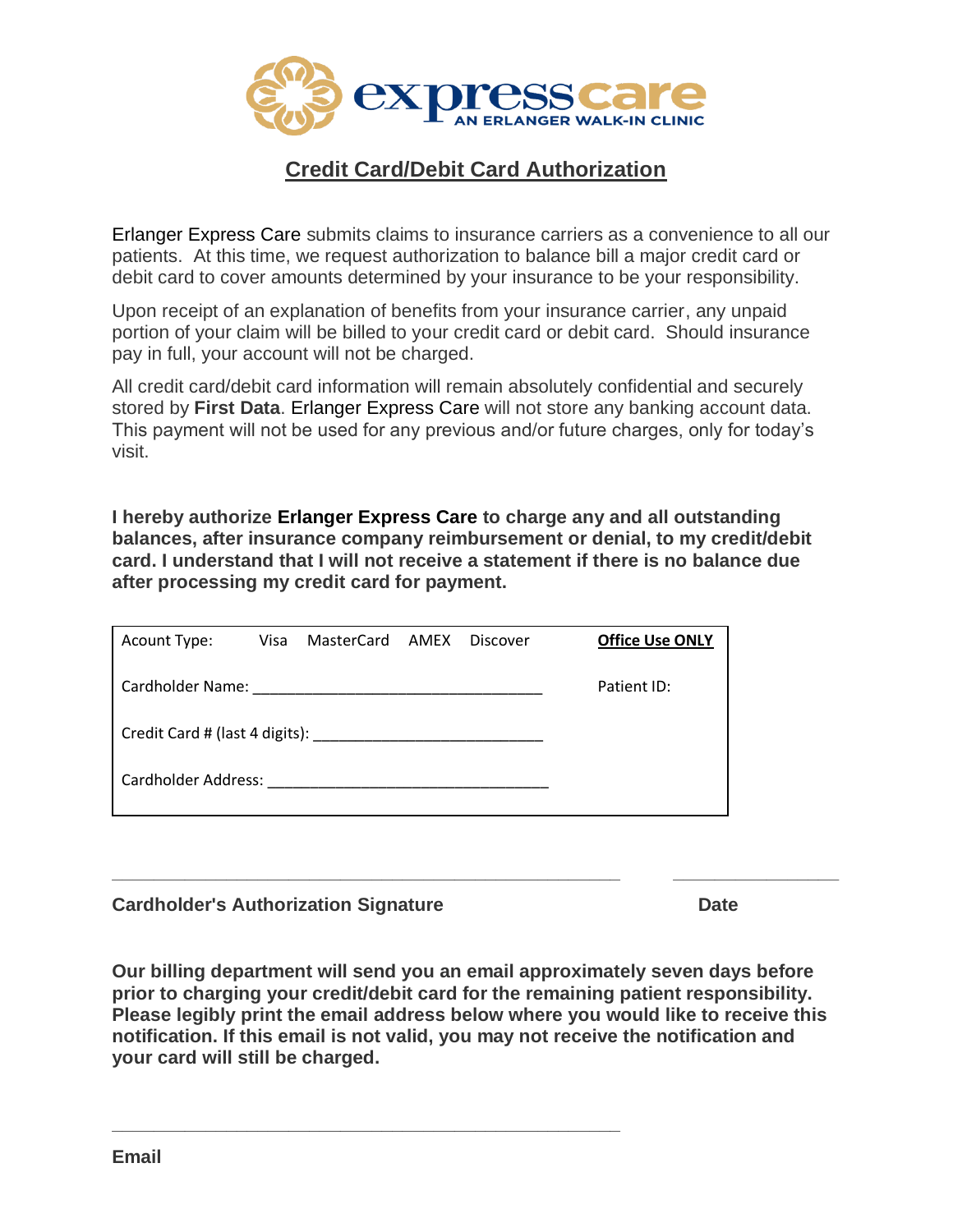expresscare
AN ERLANGER WALK-IN CLINIC

## Credit Card/Debit Card Authorization

Erlanger Express Care submits claims to insurance carriers as a convenience to all our patients. At this time, we request authorization to balance bill a major credit card or debit card to cover amounts determined by your insurance to be your responsibility.

Upon receipt of an explanation of benefits from your insurance carrier, any unpaid portion of your claim will be billed to your credit card or debit card. Should insurance pay in full, your account will not be charged.

All credit card/debit card information will remain absolutely confidential and securely stored by **First Data**. Erlanger Express Care will not store any banking account data. This payment will not be used for any previous and/or future charges, only for today's visit.

**I hereby authorize Erlanger Express Care to charge any and all outstanding balances, after insurance company reimbursement or denial, to my credit/debit card. I understand that I will not receive a statement if there is no balance due after processing my credit card for payment.**

| Acount Type: Visa MasterCard AMEX Discover | **Office Use ONLY** |
|---|---|
| Cardholder Name: ________________________________ | Patient ID: |
| Credit Card # (last 4 digits): ________________________ | |
| Cardholder Address: ______________________________ | |

_____________________________________________ ______________

**Cardholder's Authorization Signature** **Date**

**Our billing department will send you an email approximately seven days before prior to charging your credit/debit card for the remaining patient responsibility. Please legibly print the email address below where you would like to receive this notification. If this email is not valid, you may not receive the notification and your card will still be charged.**

_____________________________________________

**Email**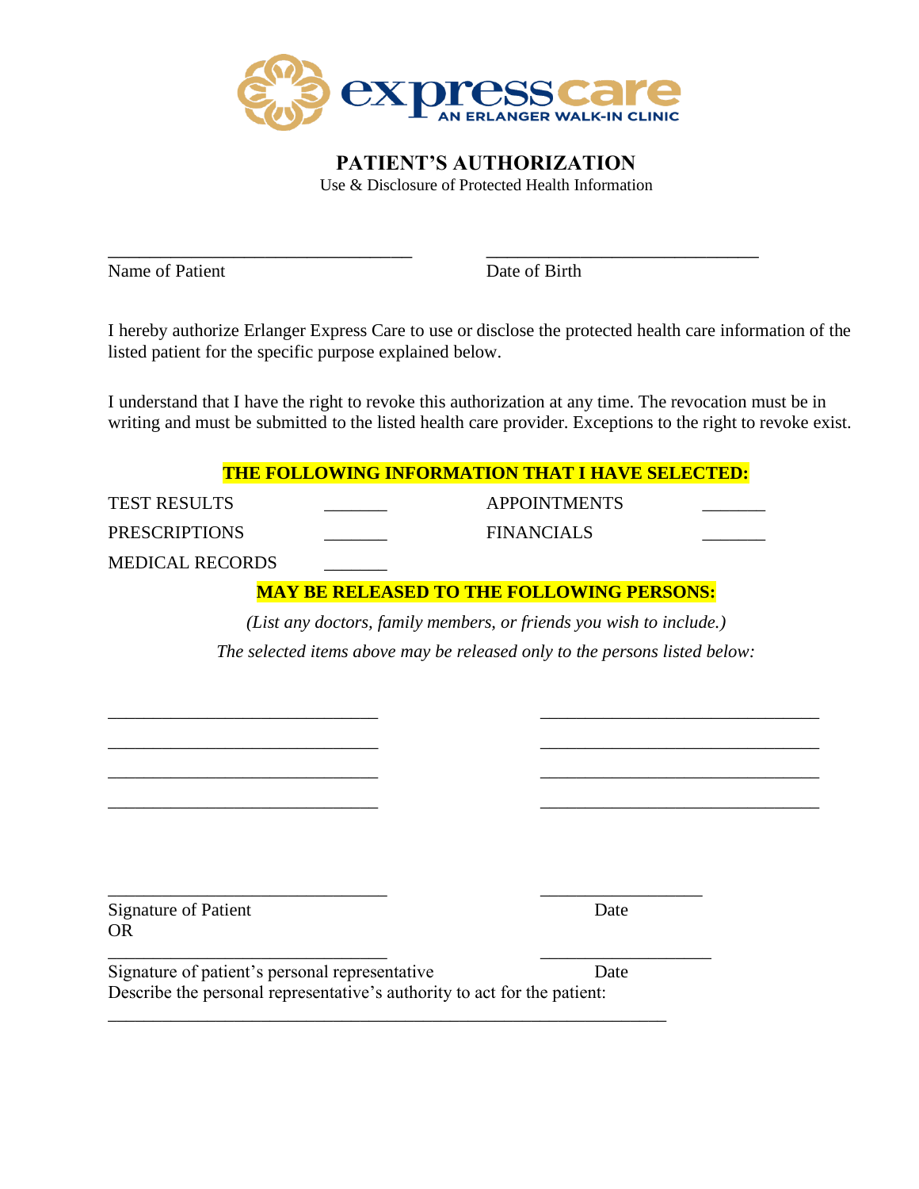expresscare
AN ERLANGER WALK-IN CLINIC

# PATIENT'S AUTHORIZATION

Use & Disclosure of Protected Health Information

\_\_\_\_\_\_\_\_\_\_\_\_\_\_\_\_\_\_\_\_\_\_\_\_\_\_\_\_\_\_\_\_\_\_ \_\_\_\_\_\_\_\_\_\_\_\_\_\_\_\_\_\_\_\_\_\_\_\_\_\_\_\_\_\_
Name of Patient Date of Birth

I hereby authorize Erlanger Express Care to use or disclose the protected health care information of the listed patient for the specific purpose explained below.

I understand that I have the right to revoke this authorization at any time. The revocation must be in writing and must be submitted to the listed health care provider. Exceptions to the right to revoke exist.

**THE FOLLOWING INFORMATION THAT I HAVE SELECTED:**

| | | | |
|---|---|---|---|
| TEST RESULTS | _______ | APPOINTMENTS | _______ |
| PRESCRIPTIONS | _______ | FINANCIALS | _______ |
| MEDICAL RECORDS | _______ | | |

**MAY BE RELEASED TO THE FOLLOWING PERSONS:**

*(List any doctors, family members, or friends you wish to include.)*

*The selected items above may be released only to the persons listed below:*

\_\_\_\_\_\_\_\_\_\_\_\_\_\_\_\_\_\_\_\_\_\_\_\_\_\_\_\_\_\_ \_\_\_\_\_\_\_\_\_\_\_\_\_\_\_\_\_\_\_\_\_\_\_\_\_\_\_\_\_\_
\_\_\_\_\_\_\_\_\_\_\_\_\_\_\_\_\_\_\_\_\_\_\_\_\_\_\_\_\_\_ \_\_\_\_\_\_\_\_\_\_\_\_\_\_\_\_\_\_\_\_\_\_\_\_\_\_\_\_\_\_
\_\_\_\_\_\_\_\_\_\_\_\_\_\_\_\_\_\_\_\_\_\_\_\_\_\_\_\_\_\_ \_\_\_\_\_\_\_\_\_\_\_\_\_\_\_\_\_\_\_\_\_\_\_\_\_\_\_\_\_\_
\_\_\_\_\_\_\_\_\_\_\_\_\_\_\_\_\_\_\_\_\_\_\_\_\_\_\_\_\_\_ \_\_\_\_\_\_\_\_\_\_\_\_\_\_\_\_\_\_\_\_\_\_\_\_\_\_\_\_\_\_

\_\_\_\_\_\_\_\_\_\_\_\_\_\_\_\_\_\_\_\_\_\_\_\_\_\_\_\_\_\_ \_\_\_\_\_\_\_\_\_\_\_\_\_\_\_\_\_\_
Signature of Patient Date
OR

\_\_\_\_\_\_\_\_\_\_\_\_\_\_\_\_\_\_\_\_\_\_\_\_\_\_\_\_\_\_ \_\_\_\_\_\_\_\_\_\_\_\_\_\_\_\_\_\_
Signature of patient's personal representative Date
Describe the personal representative's authority to act for the patient:

\_\_\_\_\_\_\_\_\_\_\_\_\_\_\_\_\_\_\_\_\_\_\_\_\_\_\_\_\_\_\_\_\_\_\_\_\_\_\_\_\_\_\_\_\_\_\_\_\_\_\_\_\_\_\_\_\_\_\_\_\_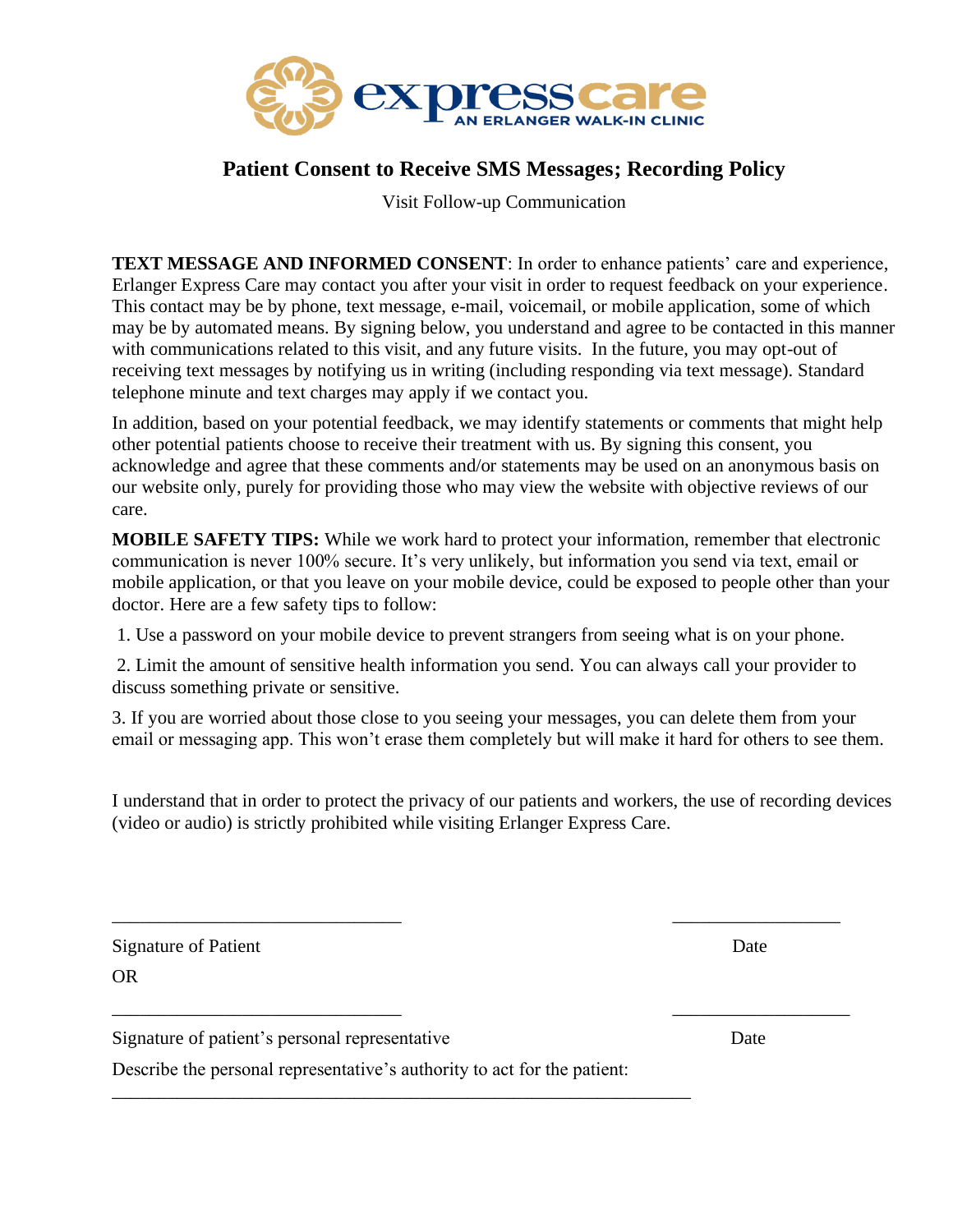**express care**
AN ERLANGER WALK-IN CLINIC

## Patient Consent to Receive SMS Messages; Recording Policy

Visit Follow-up Communication

**TEXT MESSAGE AND INFORMED CONSENT**: In order to enhance patients' care and experience, Erlanger Express Care may contact you after your visit in order to request feedback on your experience. This contact may be by phone, text message, e-mail, voicemail, or mobile application, some of which may be by automated means. By signing below, you understand and agree to be contacted in this manner with communications related to this visit, and any future visits. In the future, you may opt-out of receiving text messages by notifying us in writing (including responding via text message). Standard telephone minute and text charges may apply if we contact you.

In addition, based on your potential feedback, we may identify statements or comments that might help other potential patients choose to receive their treatment with us. By signing this consent, you acknowledge and agree that these comments and/or statements may be used on an anonymous basis on our website only, purely for providing those who may view the website with objective reviews of our care.

**MOBILE SAFETY TIPS:** While we work hard to protect your information, remember that electronic communication is never 100% secure. It's very unlikely, but information you send via text, email or mobile application, or that you leave on your mobile device, could be exposed to people other than your doctor. Here are a few safety tips to follow:

1. Use a password on your mobile device to prevent strangers from seeing what is on your phone.
2. Limit the amount of sensitive health information you send. You can always call your provider to discuss something private or sensitive.
3. If you are worried about those close to you seeing your messages, you can delete them from your email or messaging app. This won't erase them completely but will make it hard for others to see them.

I understand that in order to protect the privacy of our patients and workers, the use of recording devices (video or audio) is strictly prohibited while visiting Erlanger Express Care.

_______________________________ _________________

Signature of Patient Date

OR

_______________________________ _________________

Signature of patient's personal representative Date

Describe the personal representative's authority to act for the patient:

_____________________________________________________________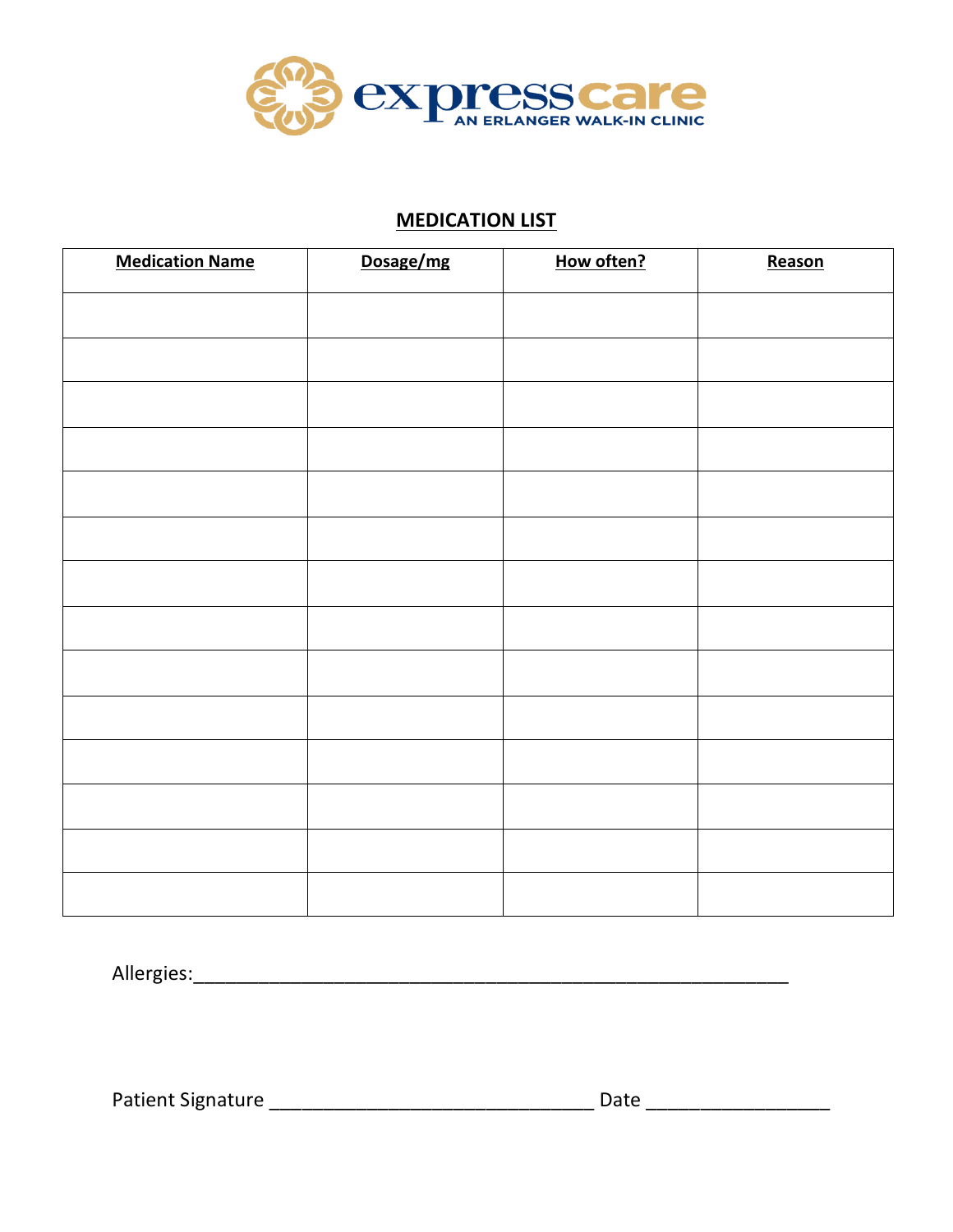expresscare
AN ERLANGER WALK-IN CLINIC

**MEDICATION LIST**

| **Medication Name** | **Dosage/mg** | **How often?** | **Reason** |
|---|---|---|---|
| | | | |
| | | | |
| | | | |
| | | | |
| | | | |
| | | | |
| | | | |
| | | | |
| | | | |
| | | | |
| | | | |
| | | | |
| | | | |
| | | | |

Allergies:___________________________________________________________

Patient Signature ________________________________ Date __________________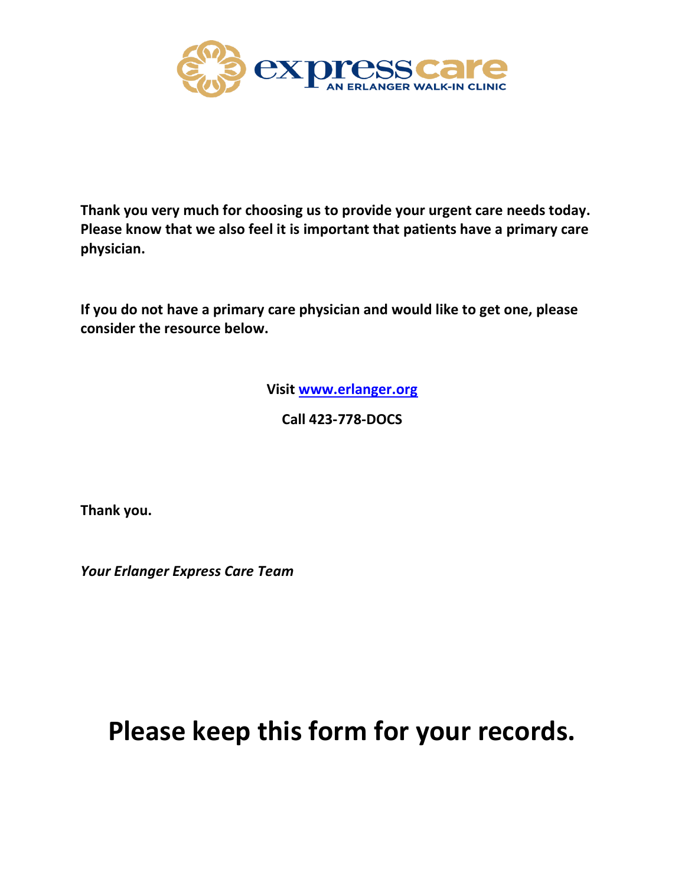**express care**
**AN ERLANGER WALK-IN CLINIC**

**Thank you very much for choosing us to provide your urgent care needs today. Please know that we also feel it is important that patients have a primary care physician.**

**If you do not have a primary care physician and would like to get one, please consider the resource below.**

**Visit www.erlanger.org**

**Call 423-778-DOCS**

**Thank you.**

***Your Erlanger Express Care Team***

# Please keep this form for your records.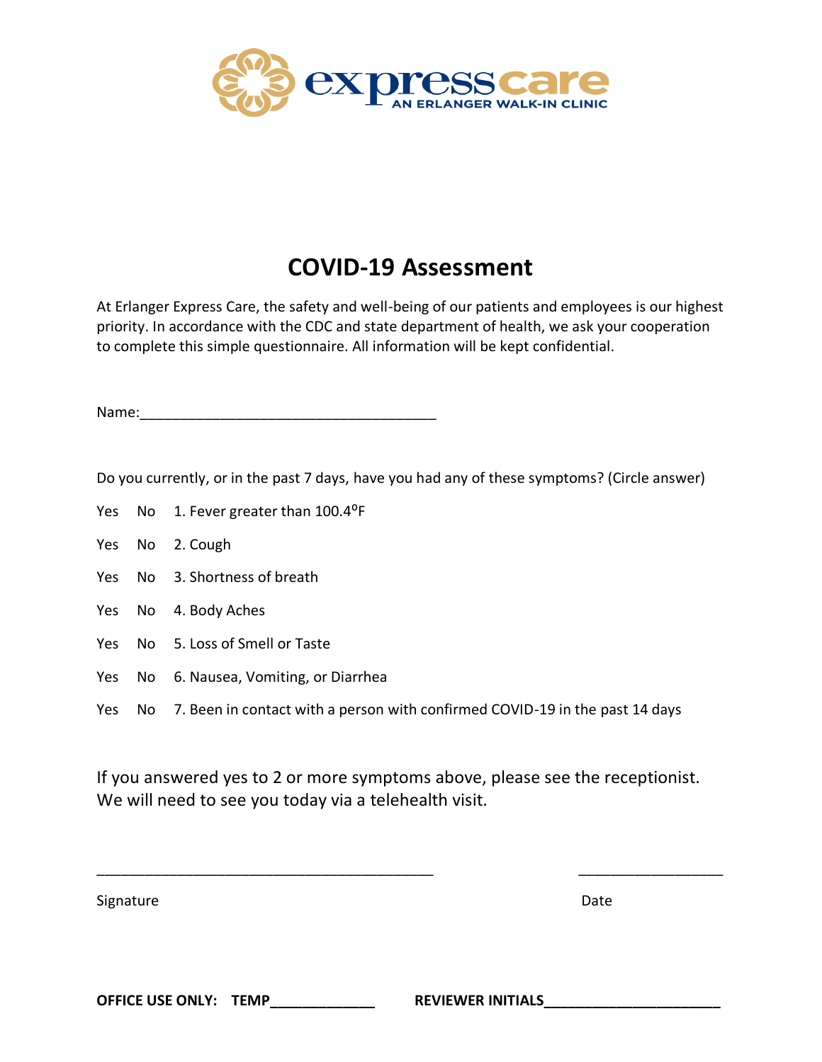expresscare
AN ERLANGER WALK-IN CLINIC

# COVID-19 Assessment

At Erlanger Express Care, the safety and well-being of our patients and employees is our highest priority. In accordance with the CDC and state department of health, we ask your cooperation to complete this simple questionnaire. All information will be kept confidential.

Name:_____________________________________

Do you currently, or in the past 7 days, have you had any of these symptoms? (Circle answer)

Yes No 1. Fever greater than 100.4°F

Yes No 2. Cough

Yes No 3. Shortness of breath

Yes No 4. Body Aches

Yes No 5. Loss of Smell or Taste

Yes No 6. Nausea, Vomiting, or Diarrhea

Yes No 7. Been in contact with a person with confirmed COVID-19 in the past 14 days

If you answered yes to 2 or more symptoms above, please see the receptionist. We will need to see you today via a telehealth visit.

_________________________________________ __________________

Signature Date

**OFFICE USE ONLY: TEMP_____________ REVIEWER INITIALS______________________**